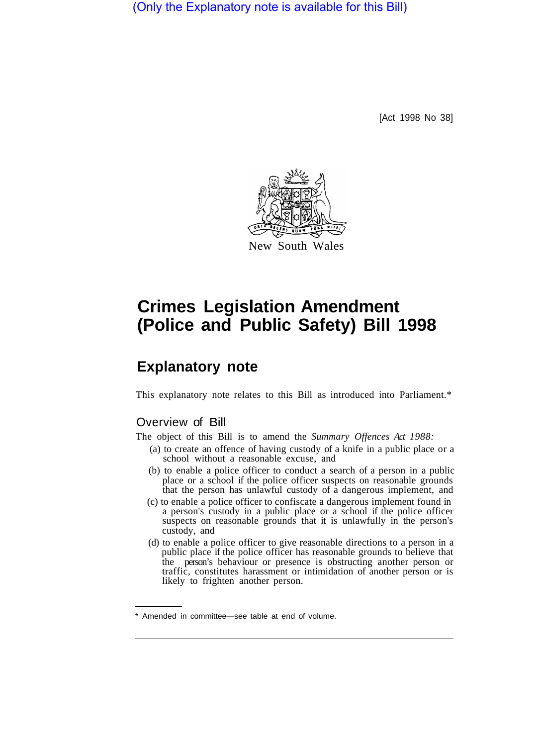(Only the Explanatory note is available for this Bill)

[Act 1998 No 38]

New South Wales

# Crimes Legislation Amendment (Police and Public Safety) Bill 1998

## Explanatory note

This explanatory note relates to this Bill as introduced into Parliament.*

### Overview of Bill

The object of this Bill is to amend the *Summary Offences Act 1988:*

(a) to create an offence of having custody of a knife in a public place or a school without a reasonable excuse, and

(b) to enable a police officer to conduct a search of a person in a public place or a school if the police officer suspects on reasonable grounds that the person has unlawful custody of a dangerous implement, and

(c) to enable a police officer to confiscate a dangerous implement found in a person's custody in a public place or a school if the police officer suspects on reasonable grounds that it is unlawfully in the person's custody, and

(d) to enable a police officer to give reasonable directions to a person in a public place if the police officer has reasonable grounds to believe that the person's behaviour or presence is obstructing another person or traffic, constitutes harassment or intimidation of another person or is likely to frighten another person.

* Amended in committee—see table at end of volume.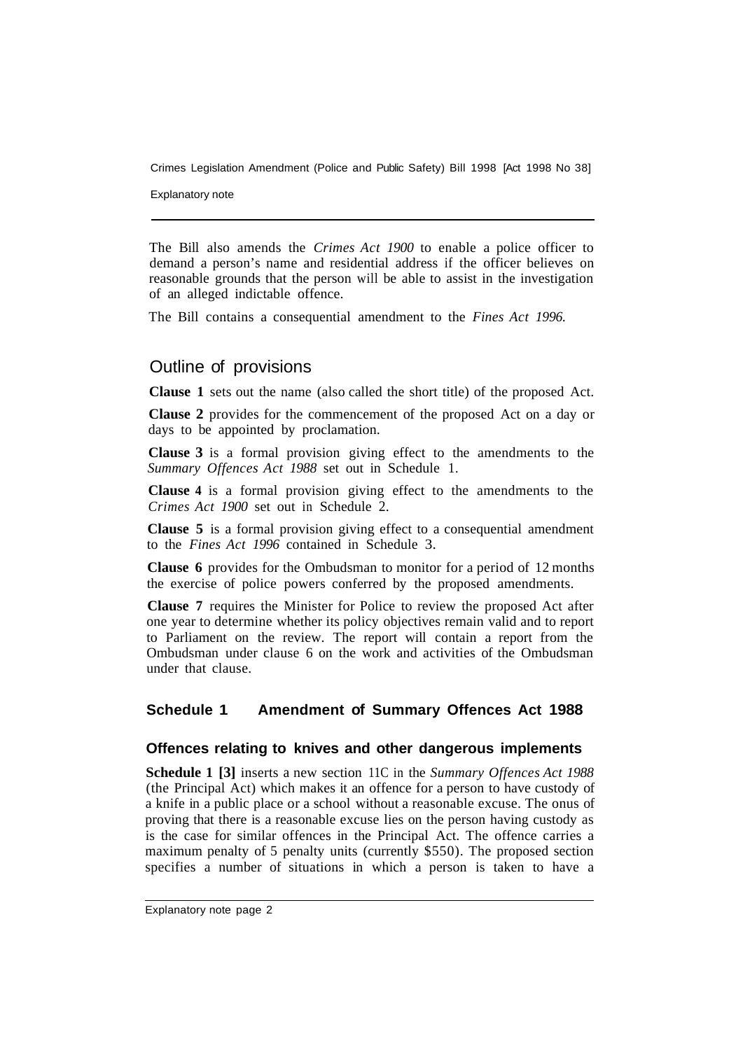The Bill also amends the *Crimes Act 1900* to enable a police officer to demand a person's name and residential address if the officer believes on reasonable grounds that the person will be able to assist in the investigation of an alleged indictable offence.

The Bill contains a consequential amendment to the *Fines Act 1996*.

## Outline of provisions

**Clause 1** sets out the name (also called the short title) of the proposed Act.

**Clause 2** provides for the commencement of the proposed Act on a day or days to be appointed by proclamation.

**Clause 3** is a formal provision giving effect to the amendments to the *Summary Offences Act 1988* set out in Schedule 1.

**Clause 4** is a formal provision giving effect to the amendments to the *Crimes Act 1900* set out in Schedule 2.

**Clause 5** is a formal provision giving effect to a consequential amendment to the *Fines Act 1996* contained in Schedule 3.

**Clause 6** provides for the Ombudsman to monitor for a period of 12 months the exercise of police powers conferred by the proposed amendments.

**Clause 7** requires the Minister for Police to review the proposed Act after one year to determine whether its policy objectives remain valid and to report to Parliament on the review. The report will contain a report from the Ombudsman under clause 6 on the work and activities of the Ombudsman under that clause.

### Schedule 1 Amendment of Summary Offences Act 1988

#### Offences relating to knives and other dangerous implements

**Schedule 1 [3]** inserts a new section 11C in the *Summary Offences Act 1988* (the Principal Act) which makes it an offence for a person to have custody of a knife in a public place or a school without a reasonable excuse. The onus of proving that there is a reasonable excuse lies on the person having custody as is the case for similar offences in the Principal Act. The offence carries a maximum penalty of 5 penalty units (currently $550). The proposed section specifies a number of situations in which a person is taken to have a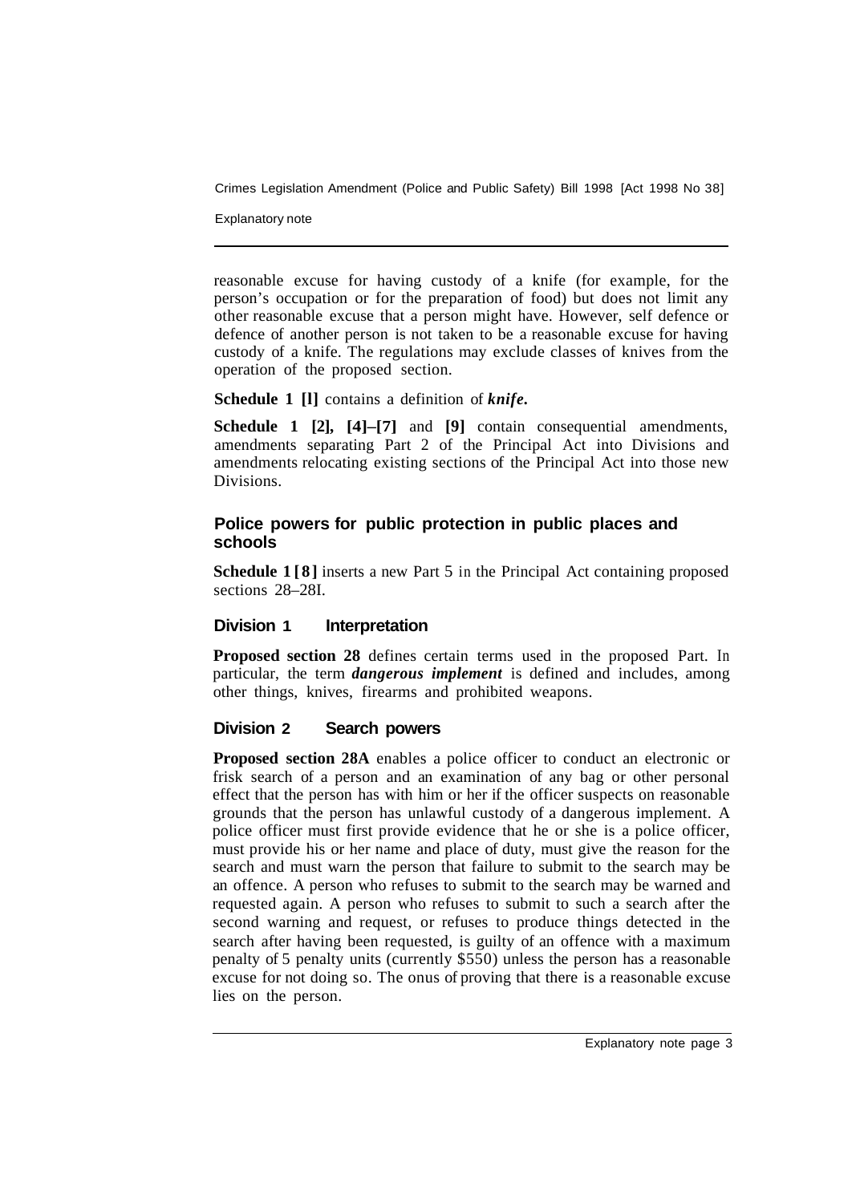reasonable excuse for having custody of a knife (for example, for the person's occupation or for the preparation of food) but does not limit any other reasonable excuse that a person might have. However, self defence or defence of another person is not taken to be a reasonable excuse for having custody of a knife. The regulations may exclude classes of knives from the operation of the proposed section.

**Schedule 1 [l]** contains a definition of ***knife.***

**Schedule 1 [2], [4]–[7]** and **[9]** contain consequential amendments, amendments separating Part 2 of the Principal Act into Divisions and amendments relocating existing sections of the Principal Act into those new Divisions.

## Police powers for public protection in public places and schools

**Schedule 1 [8]** inserts a new Part 5 in the Principal Act containing proposed sections 28–28I.

### Division 1 Interpretation

**Proposed section 28** defines certain terms used in the proposed Part. In particular, the term ***dangerous implement*** is defined and includes, among other things, knives, firearms and prohibited weapons.

### Division 2 Search powers

**Proposed section 28A** enables a police officer to conduct an electronic or frisk search of a person and an examination of any bag or other personal effect that the person has with him or her if the officer suspects on reasonable grounds that the person has unlawful custody of a dangerous implement. A police officer must first provide evidence that he or she is a police officer, must provide his or her name and place of duty, must give the reason for the search and must warn the person that failure to submit to the search may be an offence. A person who refuses to submit to the search may be warned and requested again. A person who refuses to submit to such a search after the second warning and request, or refuses to produce things detected in the search after having been requested, is guilty of an offence with a maximum penalty of 5 penalty units (currently $550) unless the person has a reasonable excuse for not doing so. The onus of proving that there is a reasonable excuse lies on the person.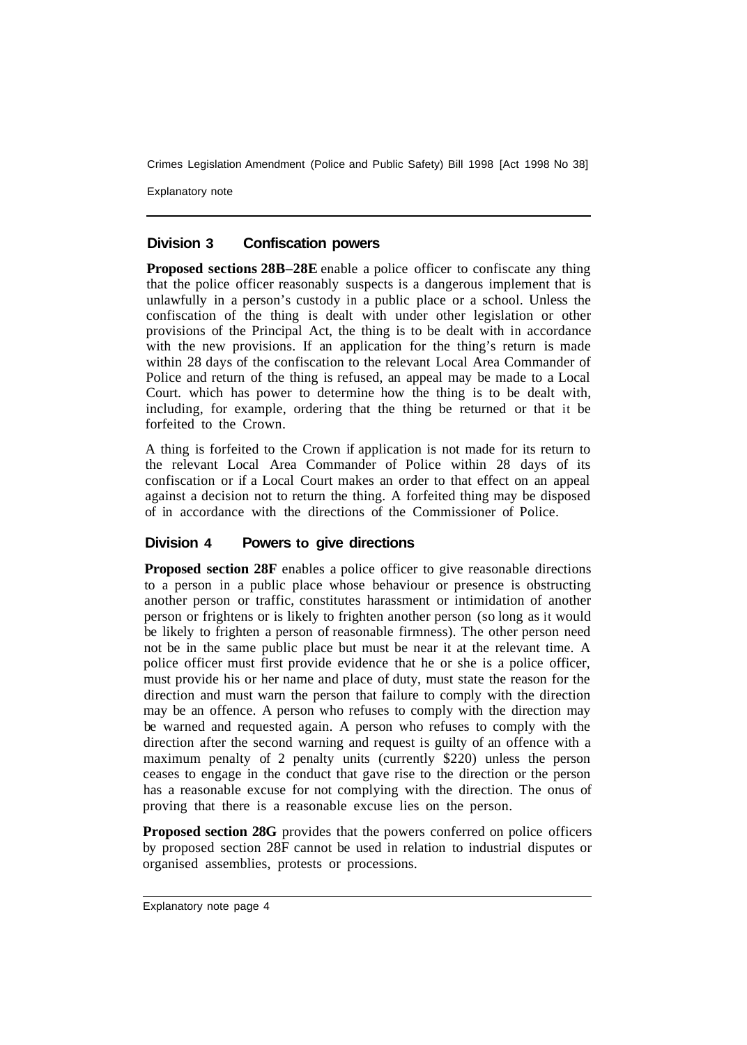## Division 3 Confiscation powers

**Proposed sections 28B–28E** enable a police officer to confiscate any thing that the police officer reasonably suspects is a dangerous implement that is unlawfully in a person's custody in a public place or a school. Unless the confiscation of the thing is dealt with under other legislation or other provisions of the Principal Act, the thing is to be dealt with in accordance with the new provisions. If an application for the thing's return is made within 28 days of the confiscation to the relevant Local Area Commander of Police and return of the thing is refused, an appeal may be made to a Local Court. which has power to determine how the thing is to be dealt with, including, for example, ordering that the thing be returned or that it be forfeited to the Crown.

A thing is forfeited to the Crown if application is not made for its return to the relevant Local Area Commander of Police within 28 days of its confiscation or if a Local Court makes an order to that effect on an appeal against a decision not to return the thing. A forfeited thing may be disposed of in accordance with the directions of the Commissioner of Police.

## Division 4 Powers to give directions

**Proposed section 28F** enables a police officer to give reasonable directions to a person in a public place whose behaviour or presence is obstructing another person or traffic, constitutes harassment or intimidation of another person or frightens or is likely to frighten another person (so long as it would be likely to frighten a person of reasonable firmness). The other person need not be in the same public place but must be near it at the relevant time. A police officer must first provide evidence that he or she is a police officer, must provide his or her name and place of duty, must state the reason for the direction and must warn the person that failure to comply with the direction may be an offence. A person who refuses to comply with the direction may be warned and requested again. A person who refuses to comply with the direction after the second warning and request is guilty of an offence with a maximum penalty of 2 penalty units (currently $220) unless the person ceases to engage in the conduct that gave rise to the direction or the person has a reasonable excuse for not complying with the direction. The onus of proving that there is a reasonable excuse lies on the person.

**Proposed section 28G** provides that the powers conferred on police officers by proposed section 28F cannot be used in relation to industrial disputes or organised assemblies, protests or processions.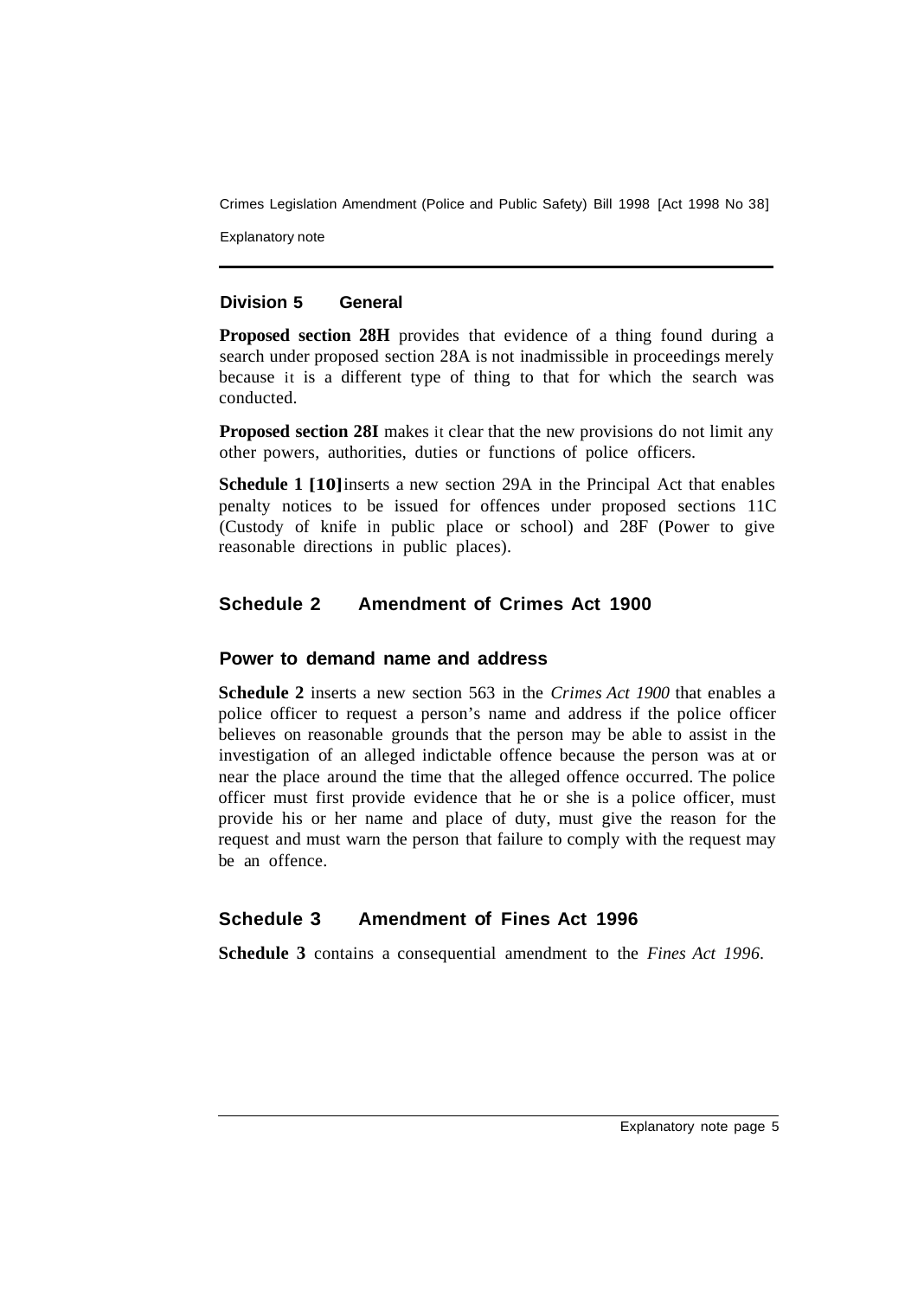### Division 5 General

**Proposed section 28H** provides that evidence of a thing found during a search under proposed section 28A is not inadmissible in proceedings merely because it is a different type of thing to that for which the search was conducted.

**Proposed section 28I** makes it clear that the new provisions do not limit any other powers, authorities, duties or functions of police officers.

**Schedule 1 [10]** inserts a new section 29A in the Principal Act that enables penalty notices to be issued for offences under proposed sections 11C (Custody of knife in public place or school) and 28F (Power to give reasonable directions in public places).

## Schedule 2 Amendment of Crimes Act 1900

### Power to demand name and address

**Schedule 2** inserts a new section 563 in the *Crimes Act 1900* that enables a police officer to request a person's name and address if the police officer believes on reasonable grounds that the person may be able to assist in the investigation of an alleged indictable offence because the person was at or near the place around the time that the alleged offence occurred. The police officer must first provide evidence that he or she is a police officer, must provide his or her name and place of duty, must give the reason for the request and must warn the person that failure to comply with the request may be an offence.

## Schedule 3 Amendment of Fines Act 1996

**Schedule 3** contains a consequential amendment to the *Fines Act 1996*.